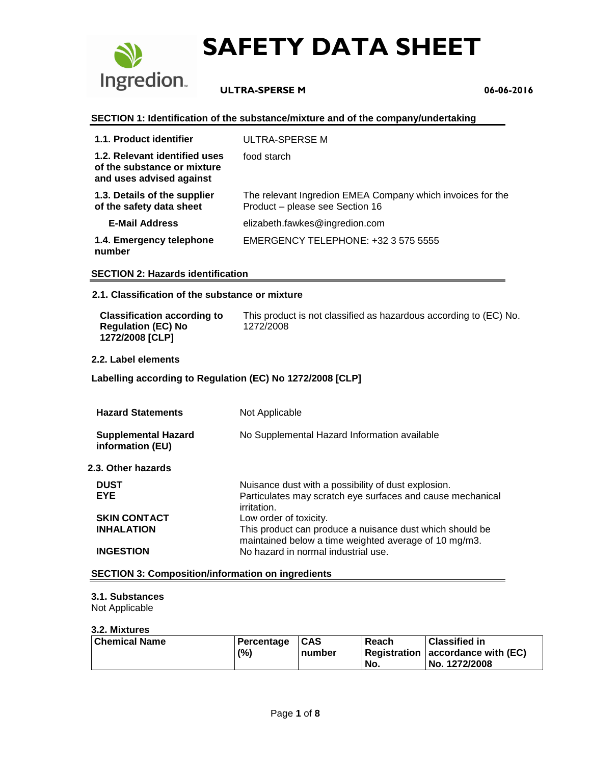# SAFETY DATA SHEET

**ULTRA-SPERSE M** **06-06-2016**

## SECTION 1: Identification of the substance/mixture and of the company/undertaking

| | |
|---|---|
| **1.1. Product identifier** | ULTRA-SPERSE M |
| **1.2. Relevant identified uses of the substance or mixture and uses advised against** | food starch |
| **1.3. Details of the supplier of the safety data sheet** | The relevant Ingredion EMEA Company which invoices for the Product – please see Section 16 |
| **E-Mail Address** | elizabeth.fawkes@ingredion.com |
| **1.4. Emergency telephone number** | EMERGENCY TELEPHONE: +32 3 575 5555 |

## SECTION 2: Hazards identification

### 2.1. Classification of the substance or mixture

| | |
|---|---|
| **Classification according to Regulation (EC) No 1272/2008 [CLP]** | This product is not classified as hazardous according to (EC) No. 1272/2008 |

### 2.2. Label elements

**Labelling according to Regulation (EC) No 1272/2008 [CLP]**

| | |
|---|---|
| **Hazard Statements** | Not Applicable |
| **Supplemental Hazard information (EU)** | No Supplemental Hazard Information available |

### 2.3. Other hazards

| | |
|---|---|
| **DUST** | Nuisance dust with a possibility of dust explosion. |
| **EYE** | Particulates may scratch eye surfaces and cause mechanical irritation. |
| **SKIN CONTACT** | Low order of toxicity. |
| **INHALATION** | This product can produce a nuisance dust which should be maintained below a time weighted average of 10 mg/m3. |
| **INGESTION** | No hazard in normal industrial use. |

## SECTION 3: Composition/information on ingredients

### 3.1. Substances

Not Applicable

### 3.2. Mixtures

| Chemical Name | Percentage (%) | CAS number | Reach Registration No. | Classified in accordance with (EC) No. 1272/2008 |
|---|---|---|---|---|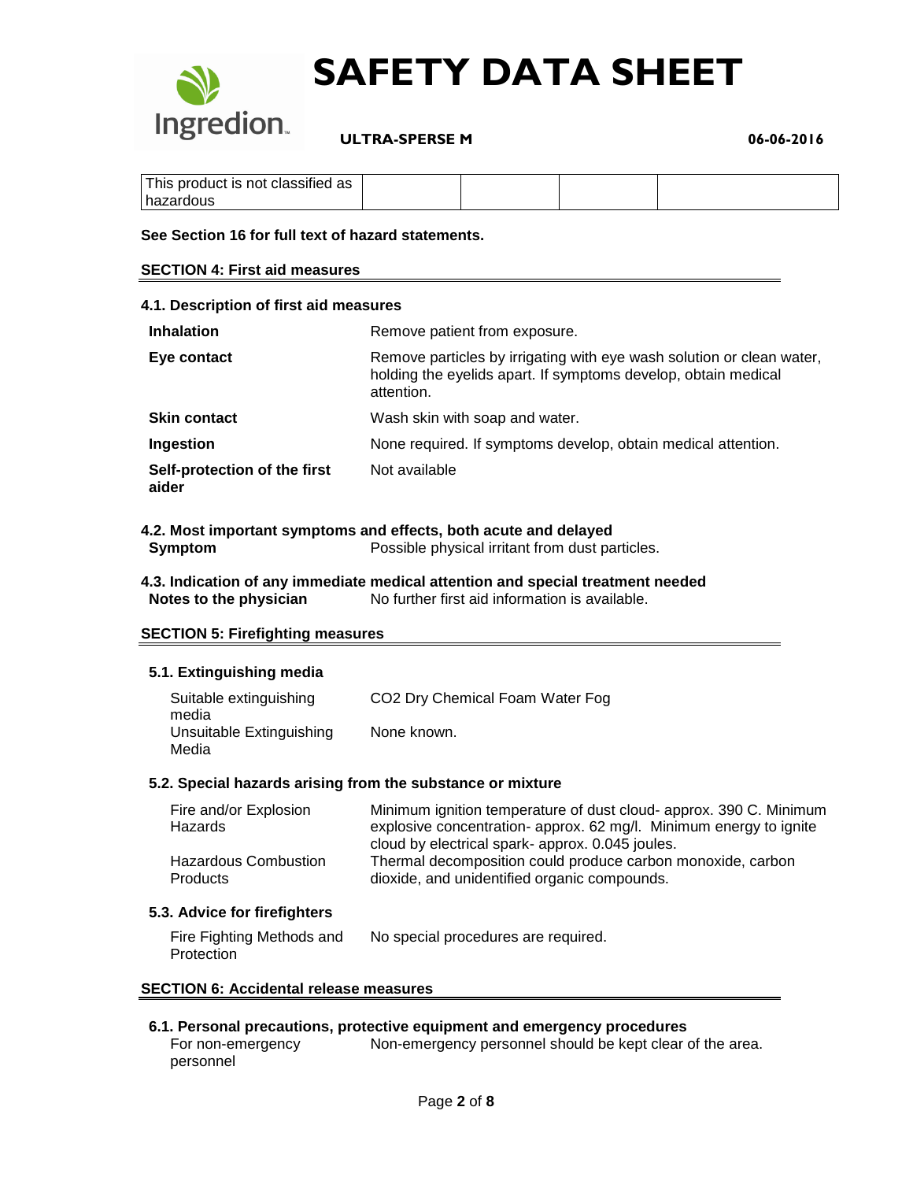| This product is not classified as hazardous | | | | |
|---|---|---|---|---|

**See Section 16 for full text of hazard statements.**

## SECTION 4: First aid measures

### 4.1. Description of first aid measures

| | |
|---|---|
| **Inhalation** | Remove patient from exposure. |
| **Eye contact** | Remove particles by irrigating with eye wash solution or clean water, holding the eyelids apart. If symptoms develop, obtain medical attention. |
| **Skin contact** | Wash skin with soap and water. |
| **Ingestion** | None required. If symptoms develop, obtain medical attention. |
| **Self-protection of the first aider** | Not available |

### 4.2. Most important symptoms and effects, both acute and delayed

| | |
|---|---|
| **Symptom** | Possible physical irritant from dust particles. |

### 4.3. Indication of any immediate medical attention and special treatment needed

| | |
|---|---|
| **Notes to the physician** | No further first aid information is available. |

## SECTION 5: Firefighting measures

### 5.1. Extinguishing media

| | |
|---|---|
| Suitable extinguishing media | $CO_2$ Dry Chemical Foam Water Fog |
| Unsuitable Extinguishing Media | None known. |

### 5.2. Special hazards arising from the substance or mixture

| | |
|---|---|
| Fire and/or Explosion Hazards | Minimum ignition temperature of dust cloud- approx. 390 C. Minimum explosive concentration- approx. 62 mg/l. Minimum energy to ignite cloud by electrical spark- approx. 0.045 joules. |
| Hazardous Combustion Products | Thermal decomposition could produce carbon monoxide, carbon dioxide, and unidentified organic compounds. |

### 5.3. Advice for firefighters

| | |
|---|---|
| Fire Fighting Methods and Protection | No special procedures are required. |

## SECTION 6: Accidental release measures

### 6.1. Personal precautions, protective equipment and emergency procedures

| | |
|---|---|
| For non-emergency personnel | Non-emergency personnel should be kept clear of the area. |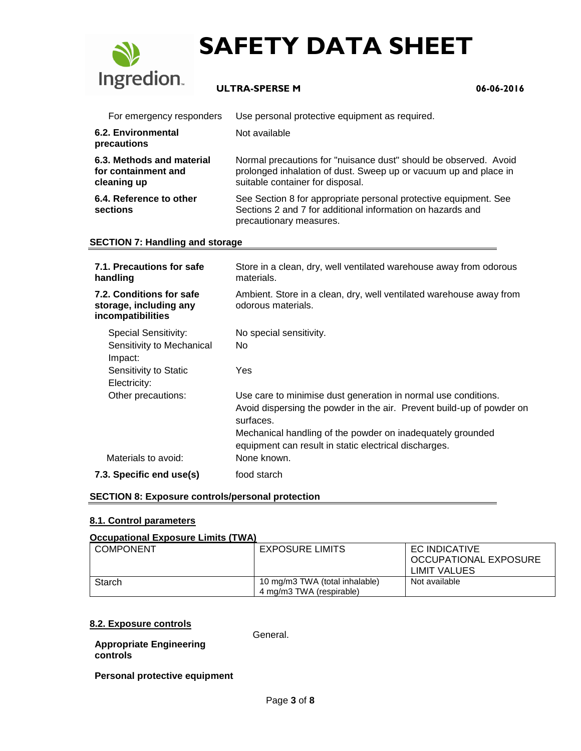| | |
|---|---|
| For emergency responders | Use personal protective equipment as required. |
| **6.2. Environmental precautions** | Not available |
| **6.3. Methods and material for containment and cleaning up** | Normal precautions for "nuisance dust" should be observed. Avoid prolonged inhalation of dust. Sweep up or vacuum up and place in suitable container for disposal. |
| **6.4. Reference to other sections** | See Section 8 for appropriate personal protective equipment. See Sections 2 and 7 for additional information on hazards and precautionary measures. |

## SECTION 7: Handling and storage

| | |
|---|---|
| **7.1. Precautions for safe handling** | Store in a clean, dry, well ventilated warehouse away from odorous materials. |
| **7.2. Conditions for safe storage, including any incompatibilities** | Ambient. Store in a clean, dry, well ventilated warehouse away from odorous materials. |
| Special Sensitivity: | No special sensitivity. |
| Sensitivity to Mechanical Impact: | No |
| Sensitivity to Static Electricity: | Yes |
| Other precautions: | Use care to minimise dust generation in normal use conditions. Avoid dispersing the powder in the air. Prevent build-up of powder on surfaces. Mechanical handling of the powder on inadequately grounded equipment can result in static electrical discharges. |
| Materials to avoid: | None known. |
| **7.3. Specific end use(s)** | food starch |

## SECTION 8: Exposure controls/personal protection

### 8.1. Control parameters

**Occupational Exposure Limits (TWA)**

| COMPONENT | EXPOSURE LIMITS | EC INDICATIVE OCCUPATIONAL EXPOSURE LIMIT VALUES |
|---|---|---|
| Starch | 10 mg/m3 TWA (total inhalable)<br>4 mg/m3 TWA (respirable) | Not available |

### 8.2. Exposure controls

**Appropriate Engineering controls** General.

**Personal protective equipment**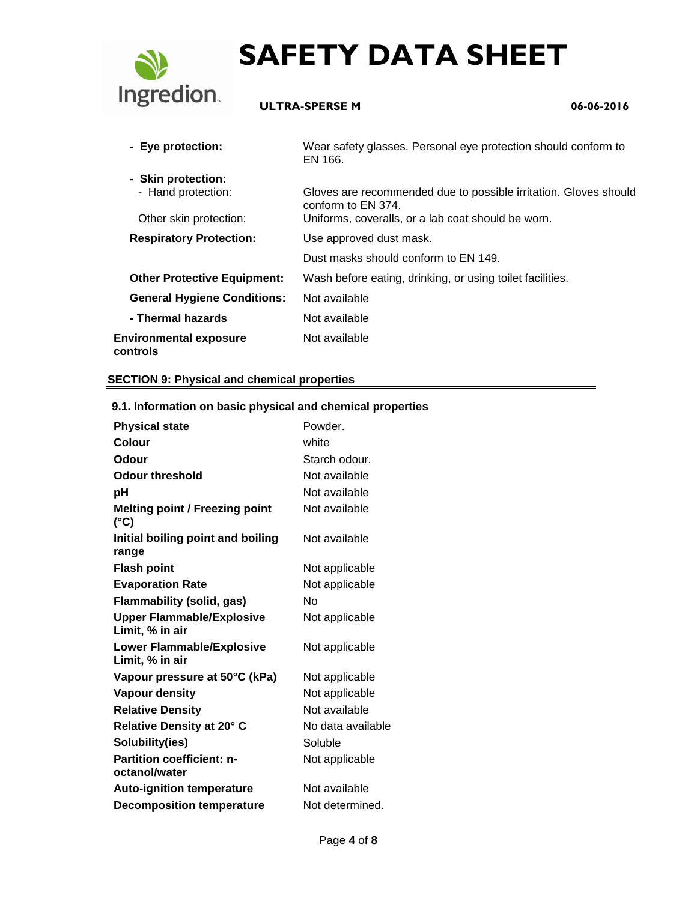- **Eye protection:** Wear safety glasses. Personal eye protection should conform to EN 166.
- **Skin protection:**
  - Hand protection: Gloves are recommended due to possible irritation. Gloves should conform to EN 374.
  - Other skin protection: Uniforms, coveralls, or a lab coat should be worn.

**Respiratory Protection:** Use approved dust mask.

Dust masks should conform to EN 149.

**Other Protective Equipment:** Wash before eating, drinking, or using toilet facilities.

**General Hygiene Conditions:** Not available

**- Thermal hazards** Not available

**Environmental exposure controls** Not available

## SECTION 9: Physical and chemical properties

### 9.1. Information on basic physical and chemical properties

| Property | Value |
|---|---|
| **Physical state** | Powder. |
| **Colour** | white |
| **Odour** | Starch odour. |
| **Odour threshold** | Not available |
| **pH** | Not available |
| **Melting point / Freezing point (°C)** | Not available |
| **Initial boiling point and boiling range** | Not available |
| **Flash point** | Not applicable |
| **Evaporation Rate** | Not applicable |
| **Flammability (solid, gas)** | No |
| **Upper Flammable/Explosive Limit, % in air** | Not applicable |
| **Lower Flammable/Explosive Limit, % in air** | Not applicable |
| **Vapour pressure at 50°C (kPa)** | Not applicable |
| **Vapour density** | Not applicable |
| **Relative Density** | Not available |
| **Relative Density at 20° C** | No data available |
| **Solubility(ies)** | Soluble |
| **Partition coefficient: n-octanol/water** | Not applicable |
| **Auto-ignition temperature** | Not available |
| **Decomposition temperature** | Not determined. |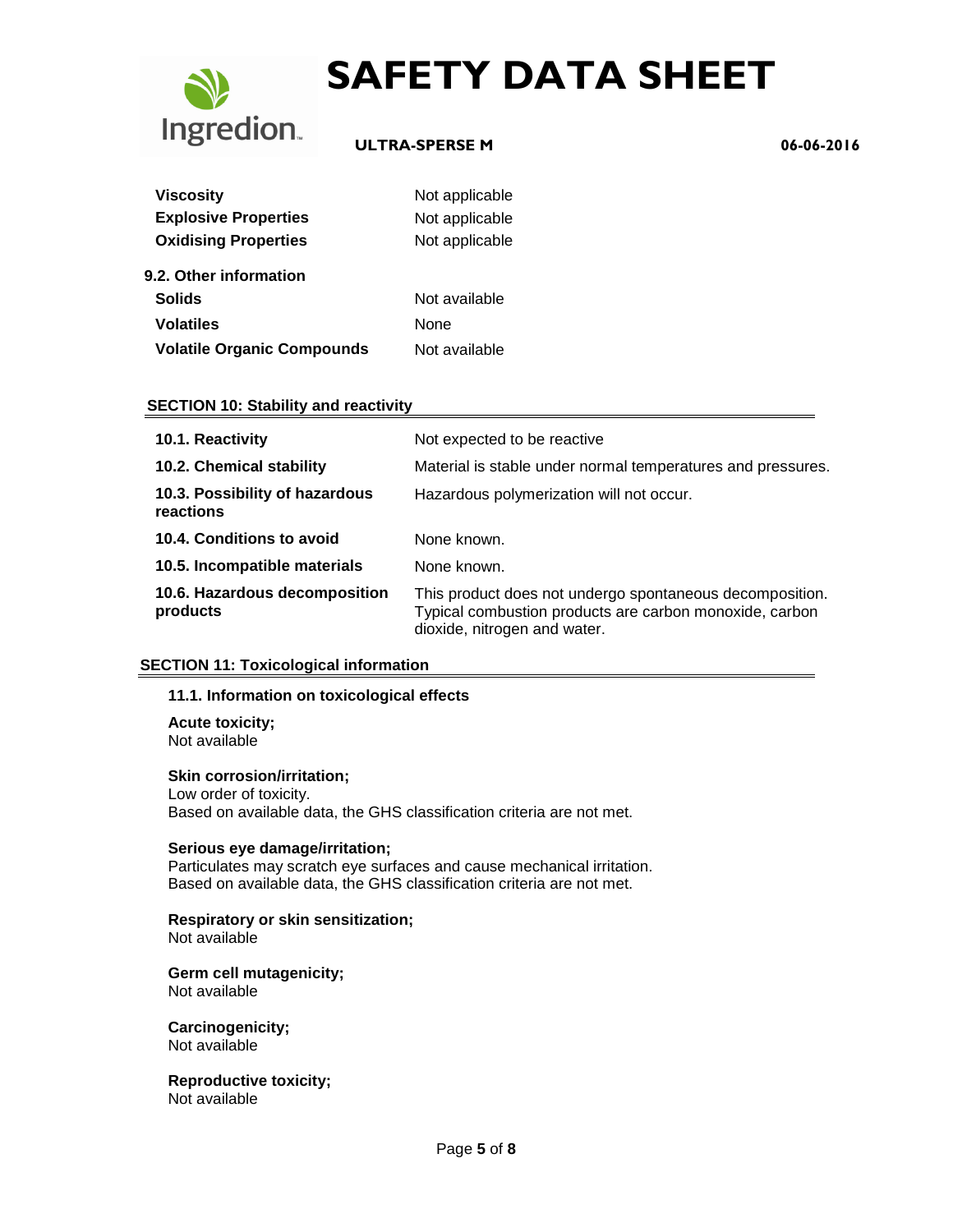| | |
|---|---|
| **Viscosity** | Not applicable |
| **Explosive Properties** | Not applicable |
| **Oxidising Properties** | Not applicable |

**9.2. Other information**

| | |
|---|---|
| **Solids** | Not available |
| **Volatiles** | None |
| **Volatile Organic Compounds** | Not available |

## SECTION 10: Stability and reactivity

| | |
|---|---|
| **10.1. Reactivity** | Not expected to be reactive |
| **10.2. Chemical stability** | Material is stable under normal temperatures and pressures. |
| **10.3. Possibility of hazardous reactions** | Hazardous polymerization will not occur. |
| **10.4. Conditions to avoid** | None known. |
| **10.5. Incompatible materials** | None known. |
| **10.6. Hazardous decomposition products** | This product does not undergo spontaneous decomposition. Typical combustion products are carbon monoxide, carbon dioxide, nitrogen and water. |

## SECTION 11: Toxicological information

### 11.1. Information on toxicological effects

**Acute toxicity;**
Not available

**Skin corrosion/irritation;**
Low order of toxicity.
Based on available data, the GHS classification criteria are not met.

**Serious eye damage/irritation;**
Particulates may scratch eye surfaces and cause mechanical irritation.
Based on available data, the GHS classification criteria are not met.

**Respiratory or skin sensitization;**
Not available

**Germ cell mutagenicity;**
Not available

**Carcinogenicity;**
Not available

**Reproductive toxicity;**
Not available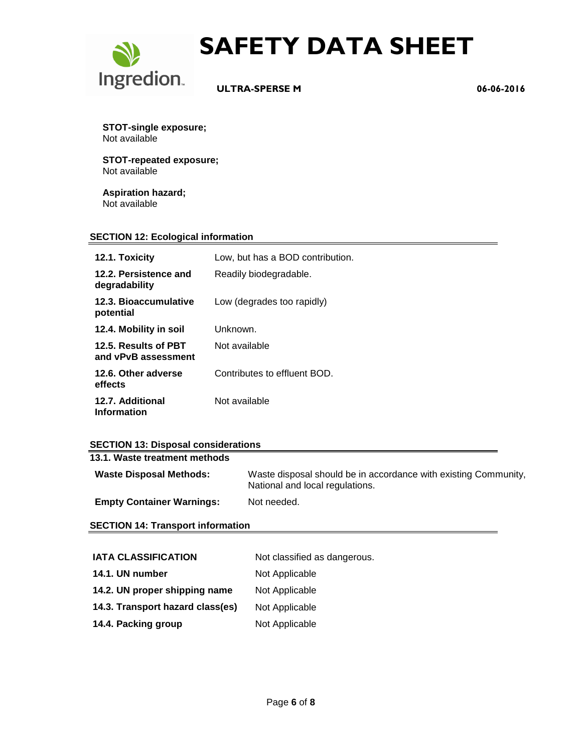**STOT-single exposure;**
Not available

**STOT-repeated exposure;**
Not available

**Aspiration hazard;**
Not available

## SECTION 12: Ecological information

| | |
|---|---|
| **12.1. Toxicity** | Low, but has a BOD contribution. |
| **12.2. Persistence and degradability** | Readily biodegradable. |
| **12.3. Bioaccumulative potential** | Low (degrades too rapidly) |
| **12.4. Mobility in soil** | Unknown. |
| **12.5. Results of PBT and vPvB assessment** | Not available |
| **12.6. Other adverse effects** | Contributes to effluent BOD. |
| **12.7. Additional Information** | Not available |

## SECTION 13: Disposal considerations

**13.1. Waste treatment methods**

| | |
|---|---|
| **Waste Disposal Methods:** | Waste disposal should be in accordance with existing Community, National and local regulations. |
| **Empty Container Warnings:** | Not needed. |

## SECTION 14: Transport information

| | |
|---|---|
| **IATA CLASSIFICATION** | Not classified as dangerous. |
| **14.1. UN number** | Not Applicable |
| **14.2. UN proper shipping name** | Not Applicable |
| **14.3. Transport hazard class(es)** | Not Applicable |
| **14.4. Packing group** | Not Applicable |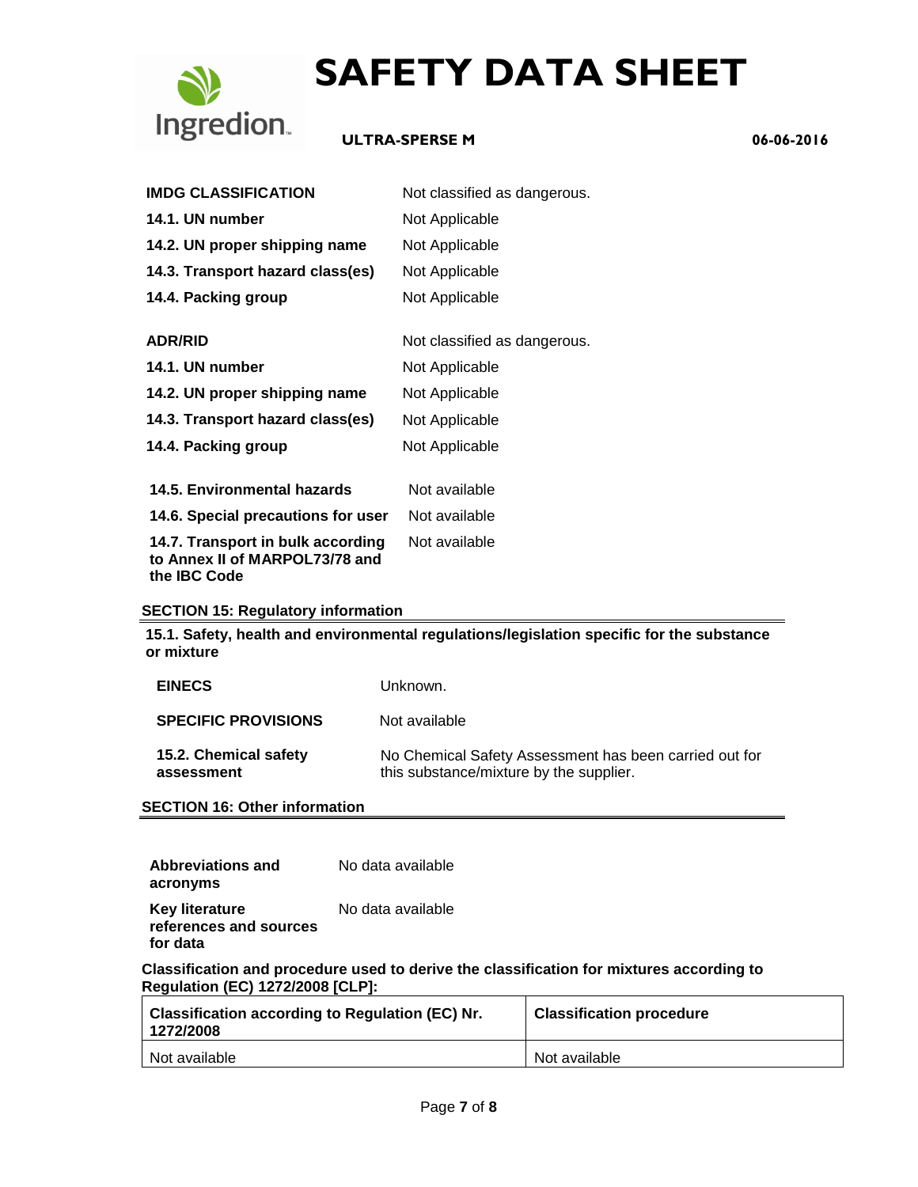**IMDG CLASSIFICATION** Not classified as dangerous.

| | |
|---|---|
| **14.1. UN number** | Not Applicable |
| **14.2. UN proper shipping name** | Not Applicable |
| **14.3. Transport hazard class(es)** | Not Applicable |
| **14.4. Packing group** | Not Applicable |

**ADR/RID** Not classified as dangerous.

| | |
|---|---|
| **14.1. UN number** | Not Applicable |
| **14.2. UN proper shipping name** | Not Applicable |
| **14.3. Transport hazard class(es)** | Not Applicable |
| **14.4. Packing group** | Not Applicable |

| | |
|---|---|
| **14.5. Environmental hazards** | Not available |
| **14.6. Special precautions for user** | Not available |
| **14.7. Transport in bulk according to Annex II of MARPOL73/78 and the IBC Code** | Not available |

## SECTION 15: Regulatory information

**15.1. Safety, health and environmental regulations/legislation specific for the substance or mixture**

| | |
|---|---|
| **EINECS** | Unknown. |
| **SPECIFIC PROVISIONS** | Not available |
| **15.2. Chemical safety assessment** | No Chemical Safety Assessment has been carried out for this substance/mixture by the supplier. |

## SECTION 16: Other information

| | |
|---|---|
| **Abbreviations and acronyms** | No data available |
| **Key literature references and sources for data** | No data available |

**Classification and procedure used to derive the classification for mixtures according to Regulation (EC) 1272/2008 [CLP]:**

| Classification according to Regulation (EC) Nr. 1272/2008 | Classification procedure |
|---|---|
| Not available | Not available |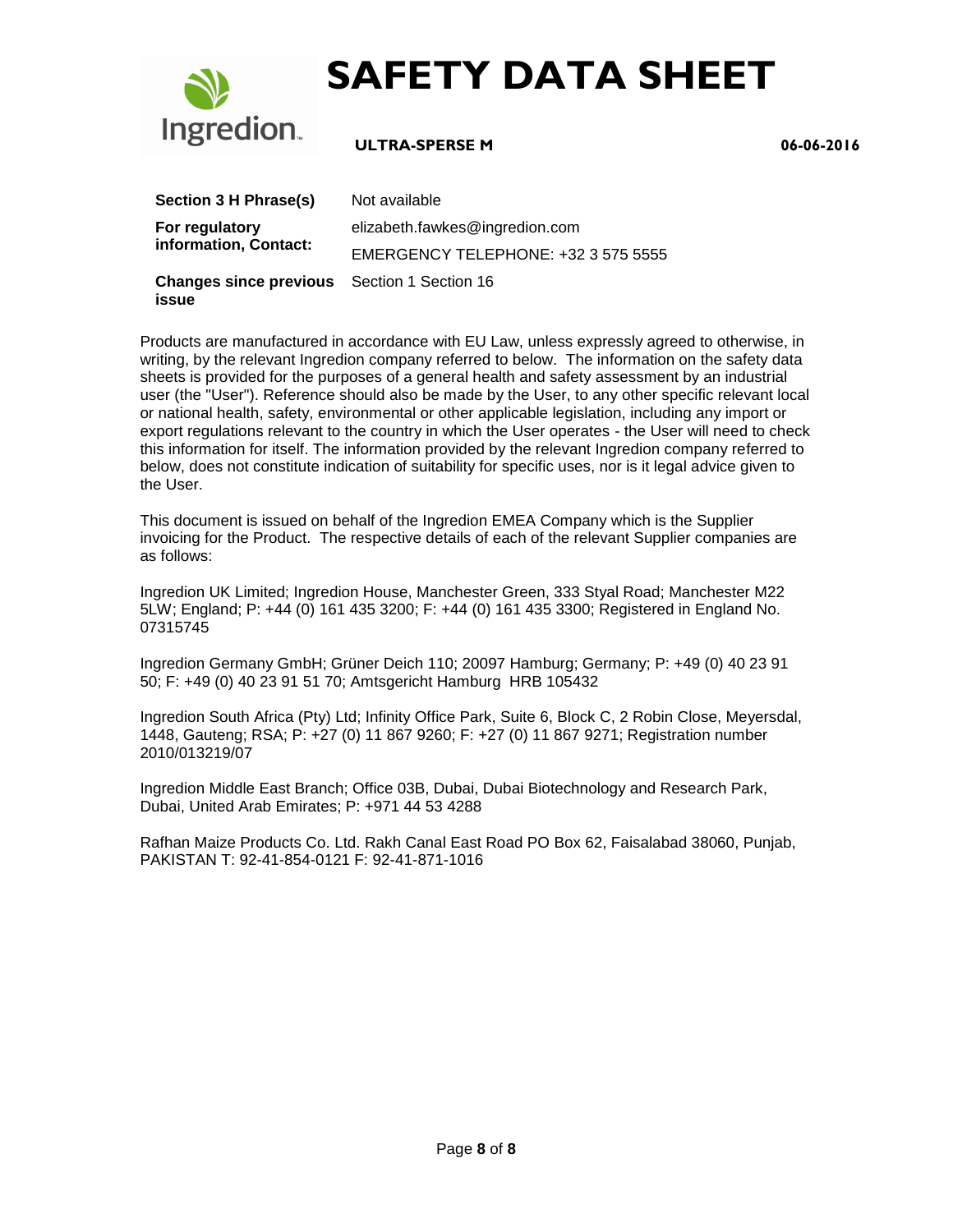| | |
|---|---|
| **Section 3 H Phrase(s)** | Not available |
| **For regulatory information, Contact:** | elizabeth.fawkes@ingredion.com<br>EMERGENCY TELEPHONE: +32 3 575 5555 |
| **Changes since previous issue** | Section 1 Section 16 |

Products are manufactured in accordance with EU Law, unless expressly agreed to otherwise, in writing, by the relevant Ingredion company referred to below. The information on the safety data sheets is provided for the purposes of a general health and safety assessment by an industrial user (the "User"). Reference should also be made by the User, to any other specific relevant local or national health, safety, environmental or other applicable legislation, including any import or export regulations relevant to the country in which the User operates - the User will need to check this information for itself. The information provided by the relevant Ingredion company referred to below, does not constitute indication of suitability for specific uses, nor is it legal advice given to the User.

This document is issued on behalf of the Ingredion EMEA Company which is the Supplier invoicing for the Product. The respective details of each of the relevant Supplier companies are as follows:

Ingredion UK Limited; Ingredion House, Manchester Green, 333 Styal Road; Manchester M22 5LW; England; P: +44 (0) 161 435 3200; F: +44 (0) 161 435 3300; Registered in England No. 07315745

Ingredion Germany GmbH; Grüner Deich 110; 20097 Hamburg; Germany; P: +49 (0) 40 23 91 50; F: +49 (0) 40 23 91 51 70; Amtsgericht Hamburg HRB 105432

Ingredion South Africa (Pty) Ltd; Infinity Office Park, Suite 6, Block C, 2 Robin Close, Meyersdal, 1448, Gauteng; RSA; P: +27 (0) 11 867 9260; F: +27 (0) 11 867 9271; Registration number 2010/013219/07

Ingredion Middle East Branch; Office 03B, Dubai, Dubai Biotechnology and Research Park, Dubai, United Arab Emirates; P: +971 44 53 4288

Rafhan Maize Products Co. Ltd. Rakh Canal East Road PO Box 62, Faisalabad 38060, Punjab, PAKISTAN T: 92-41-854-0121 F: 92-41-871-1016